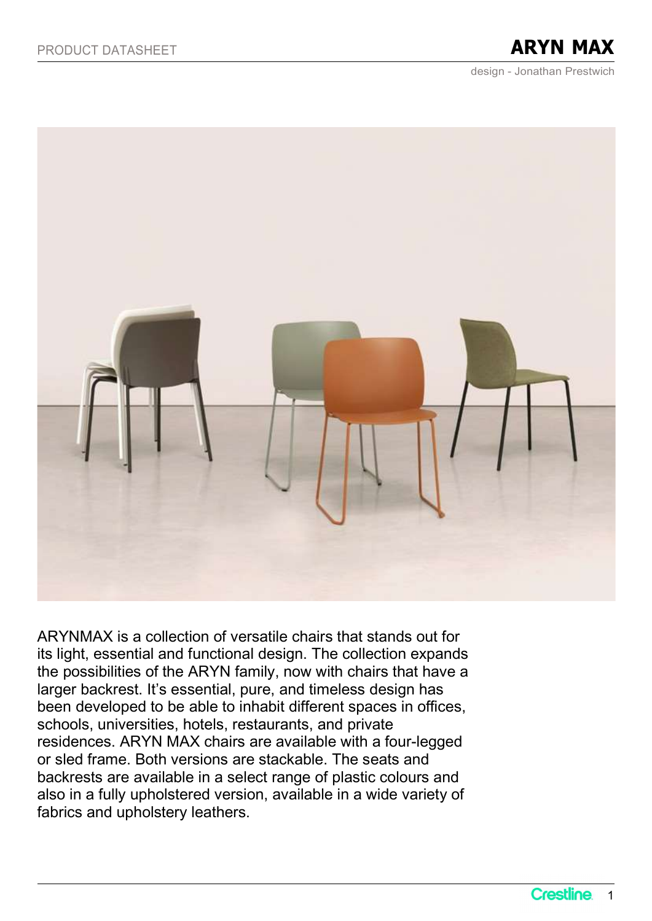PRODUCT DATASHEET

# ARYN MAX

design - Jonathan Prestwich

ARYNMAX is a collection of versatile chairs that stands out for its light, essential and functional design. The collection expands the possibilities of the ARYN family, now with chairs that have a larger backrest. It’s essential, pure, and timeless design has been developed to be able to inhabit different spaces in offices, schools, universities, hotels, restaurants, and private residences. ARYN MAX chairs are available with a four-legged or sled frame. Both versions are stackable. The seats and backrests are available in a select range of plastic colours and also in a fully upholstered version, available in a wide variety of fabrics and upholstery leathers.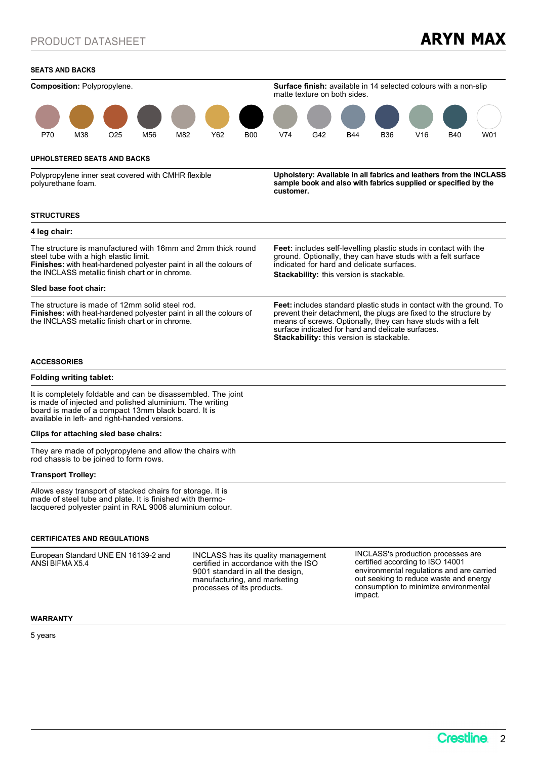## SEATS AND BACKS

**Composition:** Polypropylene.

**Surface finish:** available in 14 selected colours with a non-slip matte texture on both sides.

P70 M38 O25 M56 M82 Y62 B00 V74 G42 B44 B36 V16 B40 W01

## UPHOLSTERED SEATS AND BACKS

Polypropylene inner seat covered with CMHR flexible polyurethane foam.

**Upholstery: Available in all fabrics and leathers from the INCLASS sample book and also with fabrics supplied or specified by the customer.**

## STRUCTURES

### 4 leg chair:

The structure is manufactured with 16mm and 2mm thick round steel tube with a high elastic limit.
**Finishes:** with heat-hardened polyester paint in all the colours of the INCLASS metallic finish chart or in chrome.

**Feet:** includes self-levelling plastic studs in contact with the ground. Optionally, they can have studs with a felt surface indicated for hard and delicate surfaces.

**Stackability:** this version is stackable.

### Sled base foot chair:

The structure is made of 12mm solid steel rod.
**Finishes:** with heat-hardened polyester paint in all the colours of the INCLASS metallic finish chart or in chrome.

**Feet:** includes standard plastic studs in contact with the ground. To prevent their detachment, the plugs are fixed to the structure by means of screws. Optionally, they can have studs with a felt surface indicated for hard and delicate surfaces.
**Stackability:** this version is stackable.

## ACCESSORIES

### Folding writing tablet:

It is completely foldable and can be disassembled. The joint is made of injected and polished aluminium. The writing board is made of a compact 13mm black board. It is available in left- and right-handed versions.

### Clips for attaching sled base chairs:

They are made of polypropylene and allow the chairs with rod chassis to be joined to form rows.

### Transport Trolley:

Allows easy transport of stacked chairs for storage. It is made of steel tube and plate. It is finished with thermo-lacquered polyester paint in RAL 9006 aluminium colour.

## CERTIFICATES AND REGULATIONS

European Standard UNE EN 16139-2 and ANSI BIFMA X5.4

INCLASS has its quality management certified in accordance with the ISO 9001 standard in all the design, manufacturing, and marketing processes of its products.

INCLASS's production processes are certified according to ISO 14001 environmental regulations and are carried out seeking to reduce waste and energy consumption to minimize environmental impact.

## WARRANTY

5 years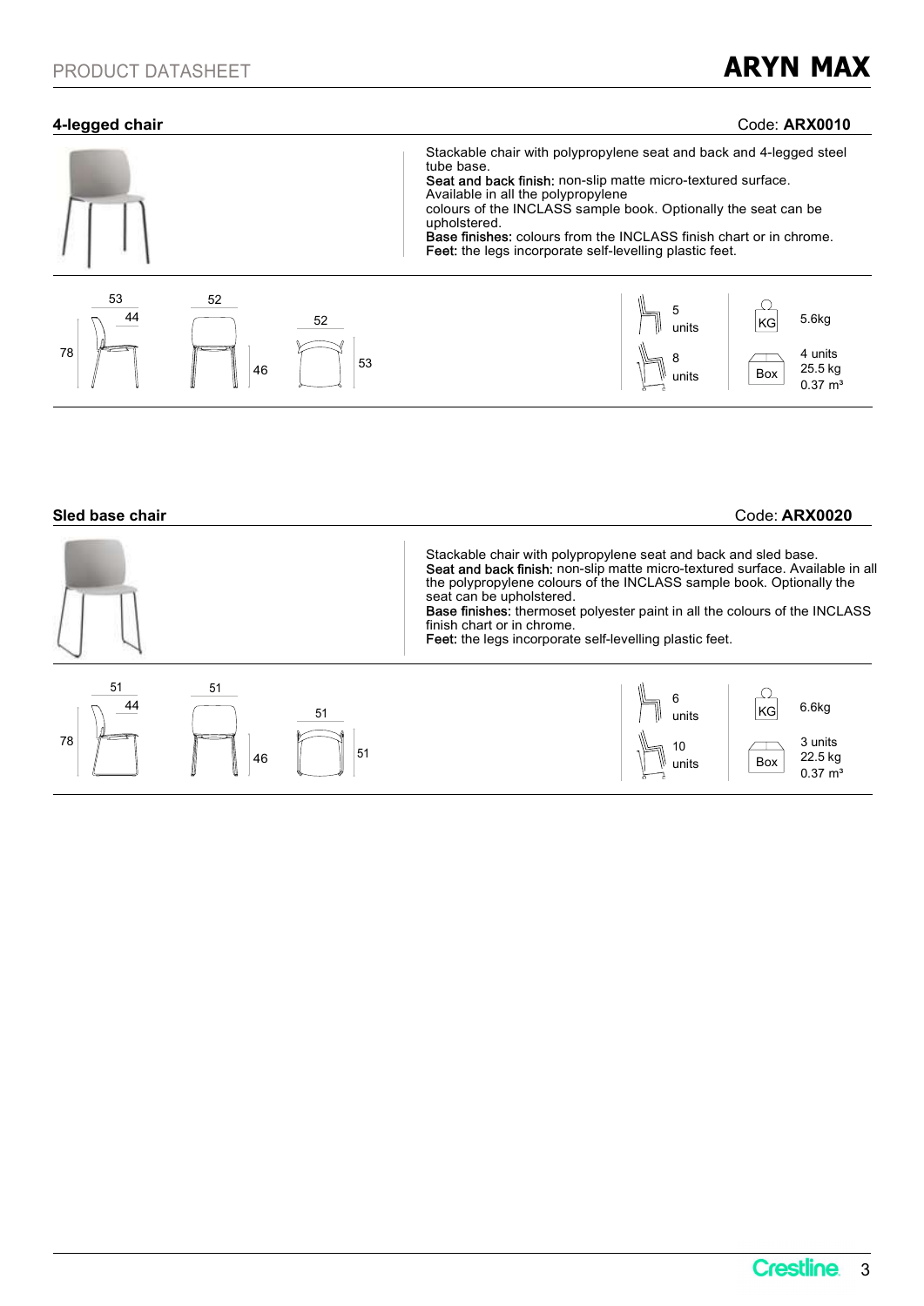## 4-legged chair

Code: **ARX0010**

Stackable chair with polypropylene seat and back and 4-legged steel tube base.
**Seat and back finish:** non-slip matte micro-textured surface. Available in all the polypropylene colours of the INCLASS sample book. Optionally the seat can be upholstered.
**Base finishes:** colours from the INCLASS finish chart or in chrome.
**Feet:** the legs incorporate self-levelling plastic feet.

53 44 78 52 46 52 53

| Stacking | | Weight / Box | |
|---|---|---|---|
| 5 units | | KG | 5.6kg |
| 8 units | | Box | 4 units<br>25.5 kg<br>0.37 m³ |

## Sled base chair

Code: **ARX0020**

Stackable chair with polypropylene seat and back and sled base.
**Seat and back finish:** non-slip matte micro-textured surface. Available in all the polypropylene colours of the INCLASS sample book. Optionally the seat can be upholstered.
**Base finishes:** thermoset polyester paint in all the colours of the INCLASS finish chart or in chrome.
**Feet:** the legs incorporate self-levelling plastic feet.

51 44 78 51 46 51 51

| Stacking | | Weight / Box | |
|---|---|---|---|
| 6 units | | KG | 6.6kg |
| 10 units | | Box | 3 units<br>22.5 kg<br>0.37 m³ |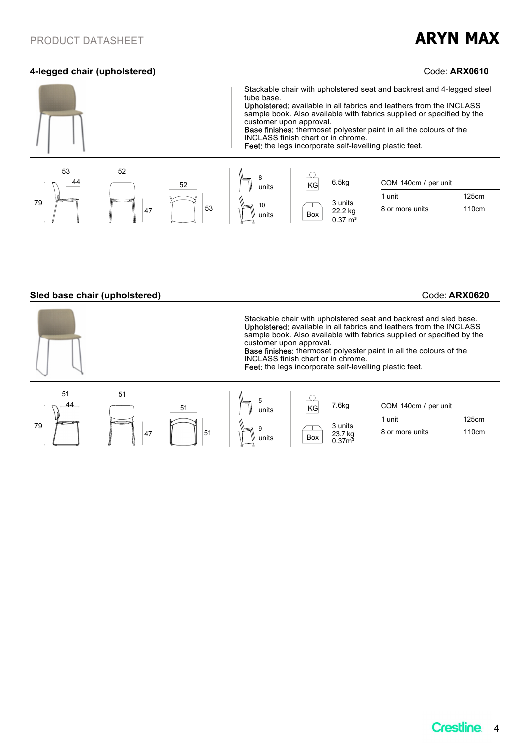## 4-legged chair (upholstered)

Code: **ARX0610**

Stackable chair with upholstered seat and backrest and 4-legged steel tube base.
**Upholstered:** available in all fabrics and leathers from the INCLASS sample book. Also available with fabrics supplied or specified by the customer upon approval.
**Base finishes:** thermoset polyester paint in all the colours of the INCLASS finish chart or in chrome.
**Feet:** the legs incorporate self-levelling plastic feet.

Dimensions: 53 / 44 / 79 — 52 / 47 — 52 / 53

Stacking: 8 units / 10 units

KG: 6.5kg

Box: 3 units, 22.2 kg, 0.37 m³

| COM 140cm / per unit | |
|---|---|
| 1 unit | 125cm |
| 8 or more units | 110cm |

## Sled base chair (upholstered)

Code: **ARX0620**

Stackable chair with upholstered seat and backrest and sled base.
**Upholstered:** available in all fabrics and leathers from the INCLASS sample book. Also available with fabrics supplied or specified by the customer upon approval.
**Base finishes:** thermoset polyester paint in all the colours of the INCLASS finish chart or in chrome.
**Feet:** the legs incorporate self-levelling plastic feet.

Dimensions: 51 / 44 / 79 — 51 / 47 — 51 / 51

Stacking: 5 units / 9 units

KG: 7.6kg

Box: 3 units, 23.7 kg, 0.37m³

| COM 140cm / per unit | |
|---|---|
| 1 unit | 125cm |
| 8 or more units | 110cm |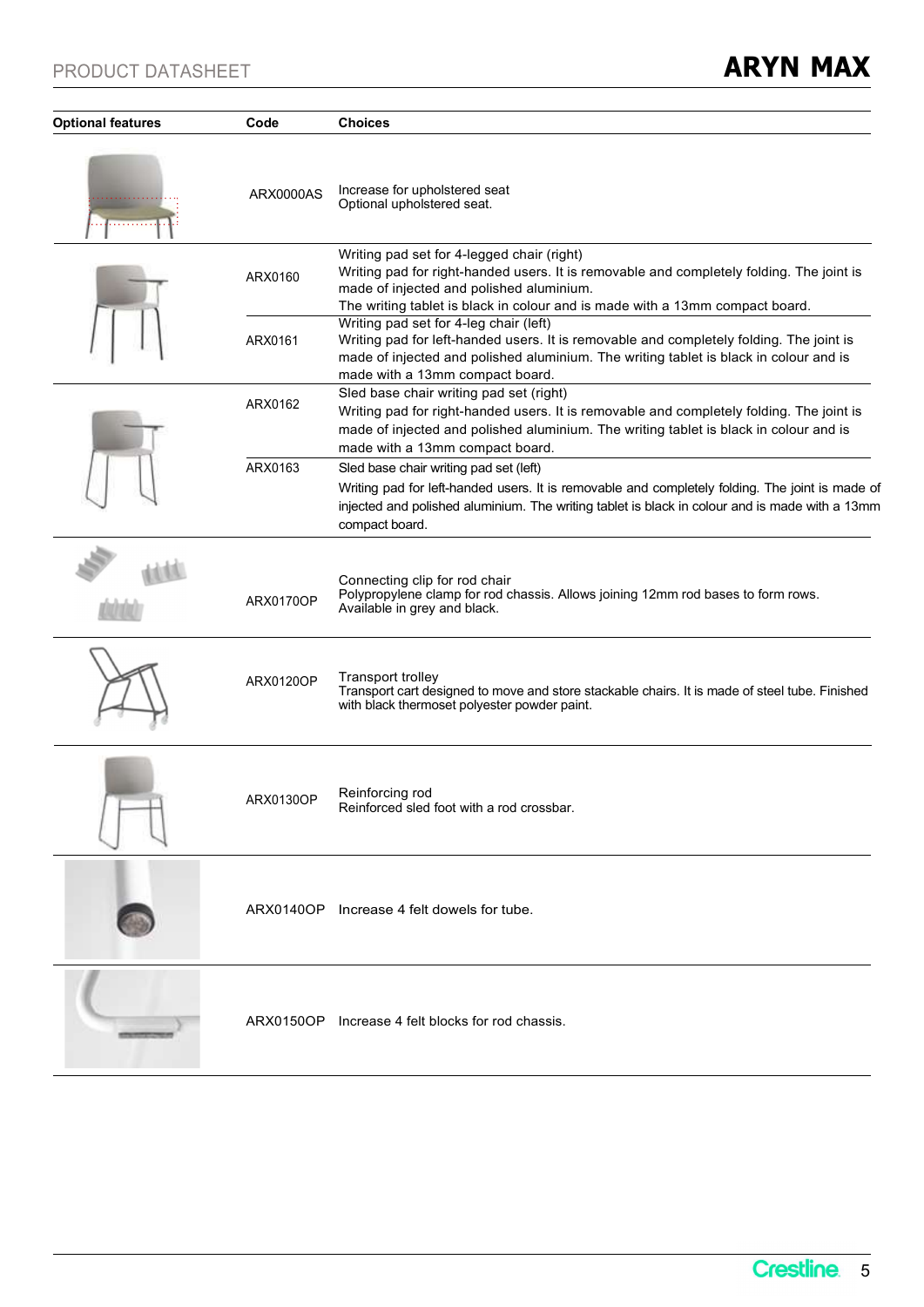| Optional features | Code | Choices |
|---|---|---|
| | ARX0000AS | Increase for upholstered seat<br>Optional upholstered seat. |
| | ARX0160 | Writing pad set for 4-legged chair (right)<br>Writing pad for right-handed users. It is removable and completely folding. The joint is made of injected and polished aluminium.<br>The writing tablet is black in colour and is made with a 13mm compact board. |
| | ARX0161 | Writing pad set for 4-leg chair (left)<br>Writing pad for left-handed users. It is removable and completely folding. The joint is made of injected and polished aluminium. The writing tablet is black in colour and is made with a 13mm compact board. |
| | ARX0162 | Sled base chair writing pad set (right)<br>Writing pad for right-handed users. It is removable and completely folding. The joint is made of injected and polished aluminium. The writing tablet is black in colour and is made with a 13mm compact board. |
| | ARX0163 | Sled base chair writing pad set (left)<br>Writing pad for left-handed users. It is removable and completely folding. The joint is made of injected and polished aluminium. The writing tablet is black in colour and is made with a 13mm compact board. |
| | ARX0170OP | Connecting clip for rod chair<br>Polypropylene clamp for rod chassis. Allows joining 12mm rod bases to form rows. Available in grey and black. |
| | ARX0120OP | Transport trolley<br>Transport cart designed to move and store stackable chairs. It is made of steel tube. Finished with black thermoset polyester powder paint. |
| | ARX0130OP | Reinforcing rod<br>Reinforced sled foot with a rod crossbar. |
| | ARX0140OP | Increase 4 felt dowels for tube. |
| | ARX0150OP | Increase 4 felt blocks for rod chassis. |